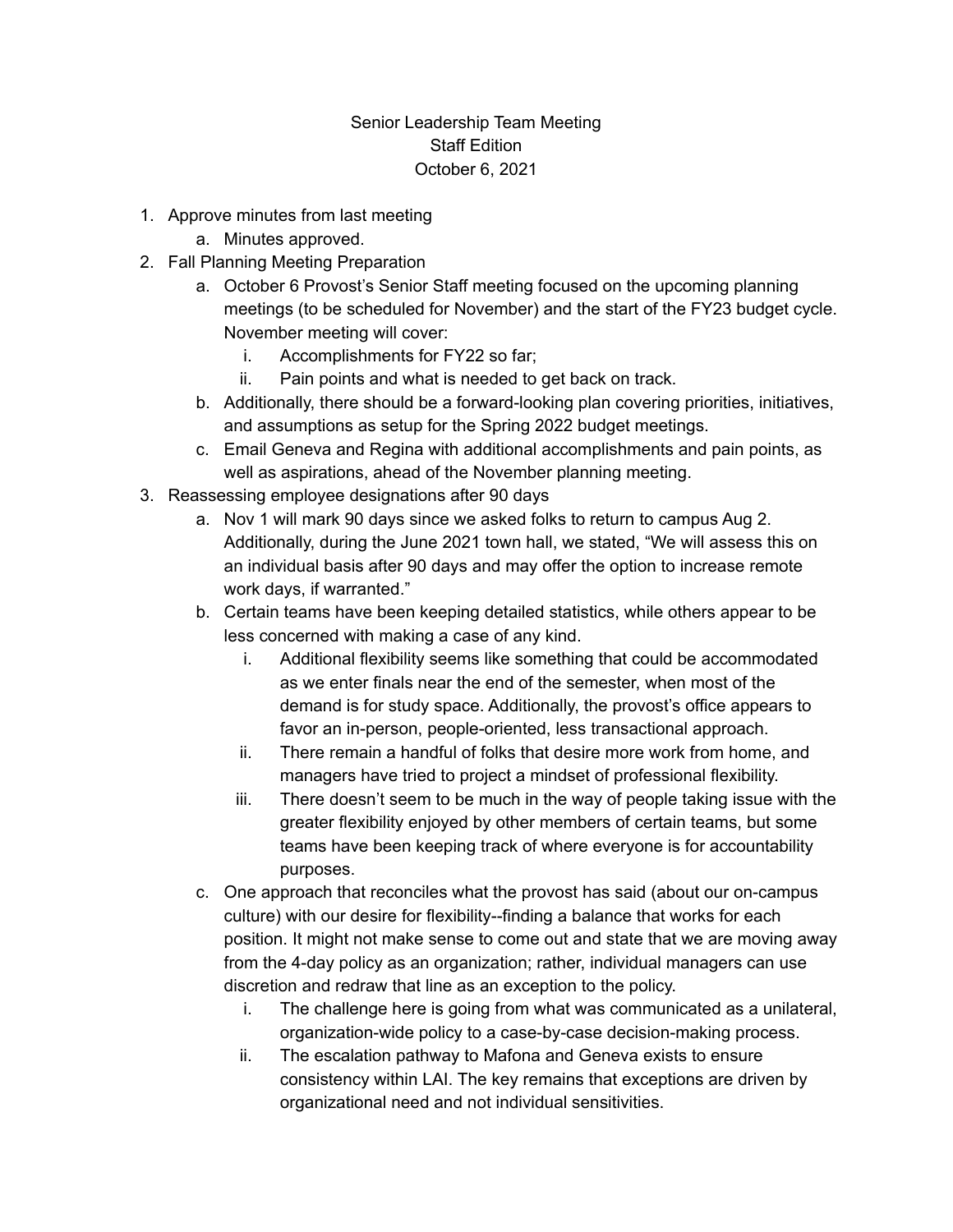Senior Leadership Team Meeting
Staff Edition
October 6, 2021

1. Approve minutes from last meeting
    a. Minutes approved.
2. Fall Planning Meeting Preparation
    a. October 6 Provost's Senior Staff meeting focused on the upcoming planning meetings (to be scheduled for November) and the start of the FY23 budget cycle. November meeting will cover:
        i. Accomplishments for FY22 so far;
        ii. Pain points and what is needed to get back on track.
    b. Additionally, there should be a forward-looking plan covering priorities, initiatives, and assumptions as setup for the Spring 2022 budget meetings.
    c. Email Geneva and Regina with additional accomplishments and pain points, as well as aspirations, ahead of the November planning meeting.
3. Reassessing employee designations after 90 days
    a. Nov 1 will mark 90 days since we asked folks to return to campus Aug 2. Additionally, during the June 2021 town hall, we stated, "We will assess this on an individual basis after 90 days and may offer the option to increase remote work days, if warranted."
    b. Certain teams have been keeping detailed statistics, while others appear to be less concerned with making a case of any kind.
        i. Additional flexibility seems like something that could be accommodated as we enter finals near the end of the semester, when most of the demand is for study space. Additionally, the provost's office appears to favor an in-person, people-oriented, less transactional approach.
        ii. There remain a handful of folks that desire more work from home, and managers have tried to project a mindset of professional flexibility.
        iii. There doesn't seem to be much in the way of people taking issue with the greater flexibility enjoyed by other members of certain teams, but some teams have been keeping track of where everyone is for accountability purposes.
    c. One approach that reconciles what the provost has said (about our on-campus culture) with our desire for flexibility--finding a balance that works for each position. It might not make sense to come out and state that we are moving away from the 4-day policy as an organization; rather, individual managers can use discretion and redraw that line as an exception to the policy.
        i. The challenge here is going from what was communicated as a unilateral, organization-wide policy to a case-by-case decision-making process.
        ii. The escalation pathway to Mafona and Geneva exists to ensure consistency within LAI. The key remains that exceptions are driven by organizational need and not individual sensitivities.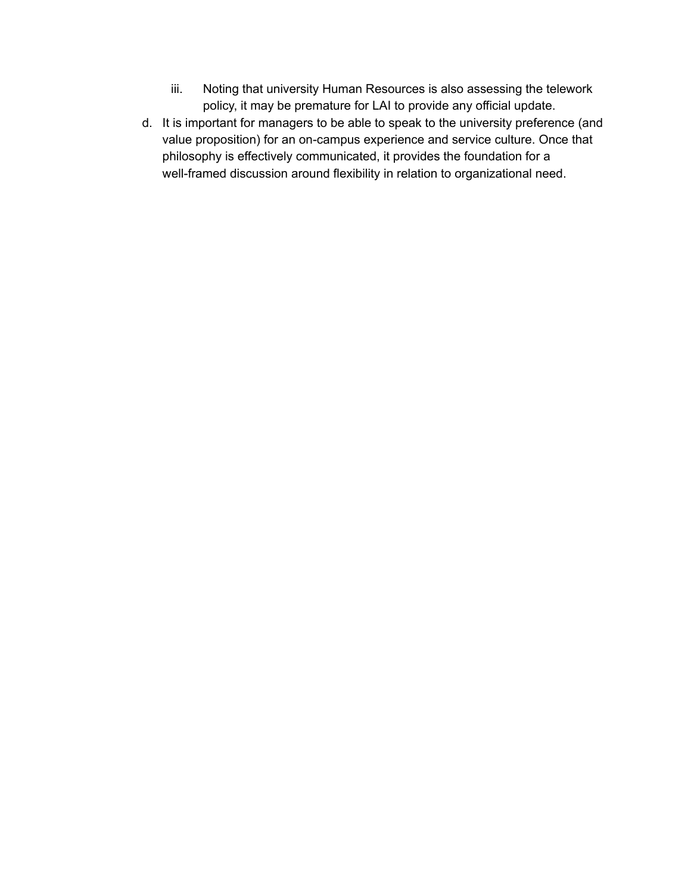iii. Noting that university Human Resources is also assessing the telework policy, it may be premature for LAI to provide any official update.

d. It is important for managers to be able to speak to the university preference (and value proposition) for an on-campus experience and service culture. Once that philosophy is effectively communicated, it provides the foundation for a well-framed discussion around flexibility in relation to organizational need.